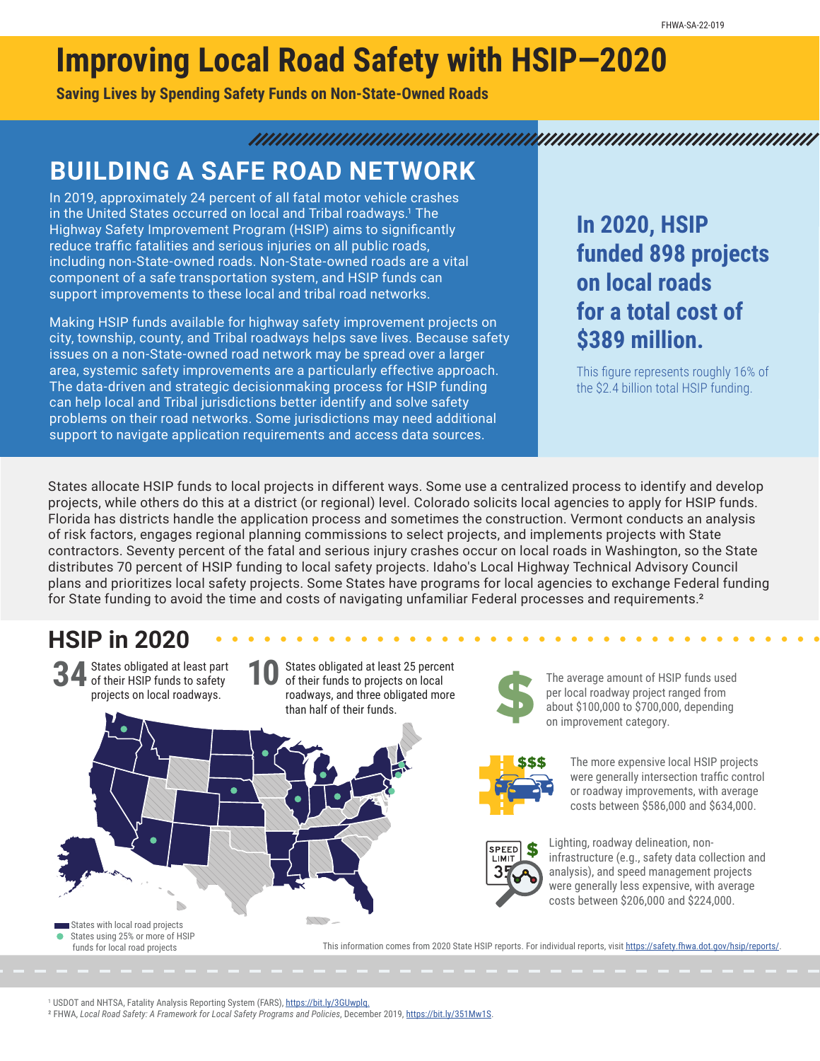FHWA-SA-22-019

# Improving Local Road Safety with HSIP—2020

**Saving Lives by Spending Safety Funds on Non-State-Owned Roads**

## BUILDING A SAFE ROAD NETWORK

In 2019, approximately 24 percent of all fatal motor vehicle crashes in the United States occurred on local and Tribal roadways.[1] The Highway Safety Improvement Program (HSIP) aims to significantly reduce traffic fatalities and serious injuries on all public roads, including non-State-owned roads. Non-State-owned roads are a vital component of a safe transportation system, and HSIP funds can support improvements to these local and tribal road networks.

Making HSIP funds available for highway safety improvement projects on city, township, county, and Tribal roadways helps save lives. Because safety issues on a non-State-owned road network may be spread over a larger area, systemic safety improvements are a particularly effective approach. The data-driven and strategic decisionmaking process for HSIP funding can help local and Tribal jurisdictions better identify and solve safety problems on their road networks. Some jurisdictions may need additional support to navigate application requirements and access data sources.

**In 2020, HSIP funded 898 projects on local roads for a total cost of $389 million.**

This figure represents roughly 16% of the $2.4 billion total HSIP funding.

States allocate HSIP funds to local projects in different ways. Some use a centralized process to identify and develop projects, while others do this at a district (or regional) level. Colorado solicits local agencies to apply for HSIP funds. Florida has districts handle the application process and sometimes the construction. Vermont conducts an analysis of risk factors, engages regional planning commissions to select projects, and implements projects with State contractors. Seventy percent of the fatal and serious injury crashes occur on local roads in Washington, so the State distributes 70 percent of HSIP funding to local safety projects. Idaho's Local Highway Technical Advisory Council plans and prioritizes local safety projects. Some States have programs for local agencies to exchange Federal funding for State funding to avoid the time and costs of navigating unfamiliar Federal processes and requirements.[2]

## HSIP in 2020

**34** States obligated at least part of their HSIP funds to safety projects on local roadways.

**10** States obligated at least 25 percent of their funds to projects on local roadways, and three obligated more than half of their funds.

- States with local road projects
- States using 25% or more of HSIP funds for local road projects

The average amount of HSIP funds used per local roadway project ranged from about $100,000 to $700,000, depending on improvement category.

The more expensive local HSIP projects were generally intersection traffic control or roadway improvements, with average costs between $586,000 and $634,000.

Lighting, roadway delineation, non-infrastructure (e.g., safety data collection and analysis), and speed management projects were generally less expensive, with average costs between $206,000 and $224,000.

This information comes from 2020 State HSIP reports. For individual reports, visit https://safety.fhwa.dot.gov/hsip/reports/.

[1] USDOT and NHTSA, Fatality Analysis Reporting System (FARS), https://bit.ly/3GUwplq.

[2] FHWA, *Local Road Safety: A Framework for Local Safety Programs and Policies*, December 2019, https://bit.ly/351Mw1S.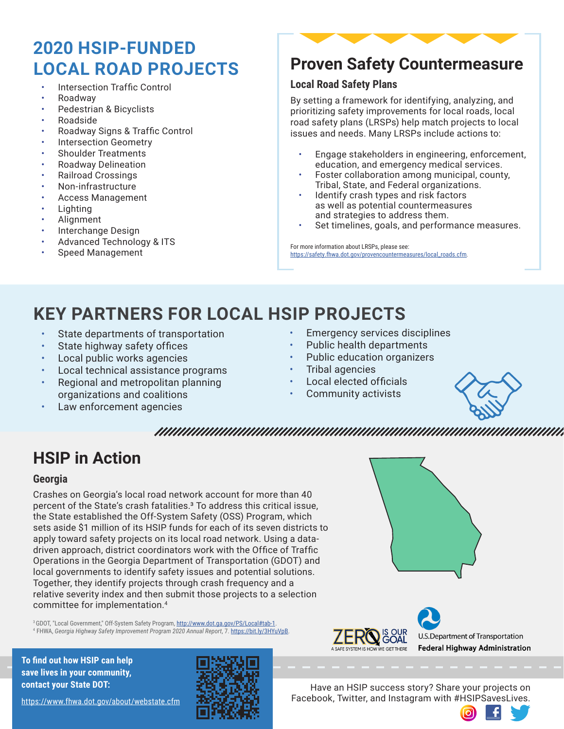# 2020 HSIP-FUNDED LOCAL ROAD PROJECTS

- Intersection Traffic Control
- Roadway
- Pedestrian & Bicyclists
- Roadside
- Roadway Signs & Traffic Control
- Intersection Geometry
- Shoulder Treatments
- Roadway Delineation
- Railroad Crossings
- Non-infrastructure
- Access Management
- Lighting
- Alignment
- Interchange Design
- Advanced Technology & ITS
- Speed Management

## Proven Safety Countermeasure

### Local Road Safety Plans

By setting a framework for identifying, analyzing, and prioritizing safety improvements for local roads, local road safety plans (LRSPs) help match projects to local issues and needs. Many LRSPs include actions to:

- Engage stakeholders in engineering, enforcement, education, and emergency medical services.
- Foster collaboration among municipal, county, Tribal, State, and Federal organizations.
- Identify crash types and risk factors as well as potential countermeasures and strategies to address them.
- Set timelines, goals, and performance measures.

For more information about LRSPs, please see: https://safety.fhwa.dot.gov/provencountermeasures/local_roads.cfm.

# KEY PARTNERS FOR LOCAL HSIP PROJECTS

- State departments of transportation
- State highway safety offices
- Local public works agencies
- Local technical assistance programs
- Regional and metropolitan planning organizations and coalitions
- Law enforcement agencies
- Emergency services disciplines
- Public health departments
- Public education organizers
- Tribal agencies
- Local elected officials
- Community activists

# HSIP in Action

### Georgia

Crashes on Georgia's local road network account for more than 40 percent of the State's crash fatalities.[3] To address this critical issue, the State established the Off-System Safety (OSS) Program, which sets aside $1 million of its HSIP funds for each of its seven districts to apply toward safety projects on its local road network. Using a data-driven approach, district coordinators work with the Office of Traffic Operations in the Georgia Department of Transportation (GDOT) and local governments to identify safety issues and potential solutions. Together, they identify projects through crash frequency and a relative severity index and then submit those projects to a selection committee for implementation.[4]

[3] GDOT, "Local Government," Off-System Safety Program, http://www.dot.ga.gov/PS/Local#tab-1.
[4] FHWA, *Georgia Highway Safety Improvement Program 2020 Annual Report*, 7. https://bit.ly/3HYuVpB.

ZERO IS OUR GOAL — A SAFE SYSTEM IS HOW WE GET THERE

U.S. Department of Transportation
Federal Highway Administration

**To find out how HSIP can help save lives in your community, contact your State DOT:**

https://www.fhwa.dot.gov/about/webstate.cfm

Have an HSIP success story? Share your projects on Facebook, Twitter, and Instagram with #HSIPSavesLives.